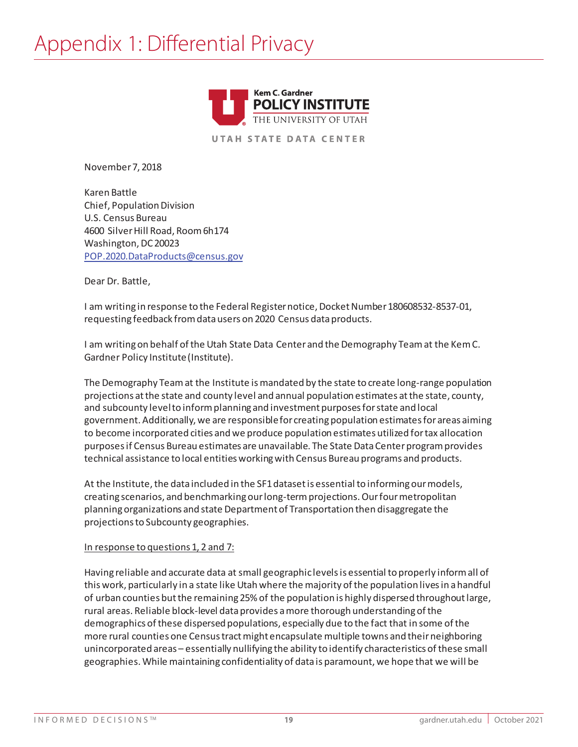# Appendix 1: Differential Privacy

Kem C. Gardner
**POLICY INSTITUTE**
THE UNIVERSITY OF UTAH

UTAH STATE DATA CENTER

November 7, 2018

Karen Battle
Chief, Population Division
U.S. Census Bureau
4600 Silver Hill Road, Room 6h174
Washington, DC 20023
POP.2020.DataProducts@census.gov

Dear Dr. Battle,

I am writing in response to the Federal Register notice, Docket Number 180608532-8537-01, requesting feedback from data users on 2020 Census data products.

I am writing on behalf of the Utah State Data Center and the Demography Team at the Kem C. Gardner Policy Institute (Institute).

The Demography Team at the Institute is mandated by the state to create long-range population projections at the state and county level and annual population estimates at the state, county, and subcounty level to inform planning and investment purposes for state and local government. Additionally, we are responsible for creating population estimates for areas aiming to become incorporated cities and we produce population estimates utilized for tax allocation purposes if Census Bureau estimates are unavailable. The State Data Center program provides technical assistance to local entities working with Census Bureau programs and products.

At the Institute, the data included in the SF1 dataset is essential to informing our models, creating scenarios, and benchmarking our long-term projections. Our four metropolitan planning organizations and state Department of Transportation then disaggregate the projections to Subcounty geographies.

In response to questions 1, 2 and 7:

Having reliable and accurate data at small geographic levels is essential to properly inform all of this work, particularly in a state like Utah where the majority of the population lives in a handful of urban counties but the remaining 25% of the population is highly dispersed throughout large, rural areas. Reliable block-level data provides a more thorough understanding of the demographics of these dispersed populations, especially due to the fact that in some of the more rural counties one Census tract might encapsulate multiple towns and their neighboring unincorporated areas – essentially nullifying the ability to identify characteristics of these small geographies. While maintaining confidentiality of data is paramount, we hope that we will be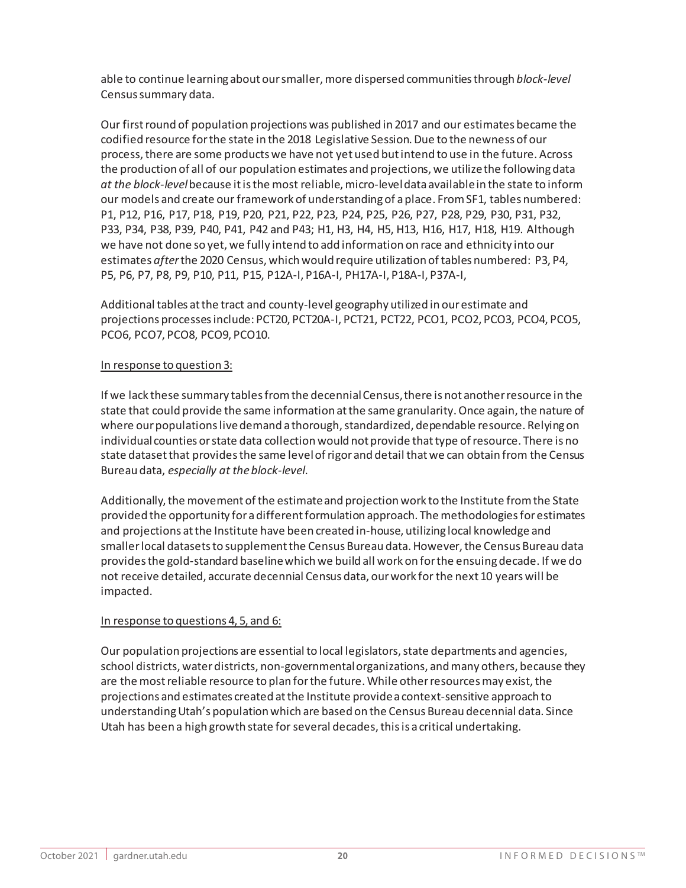able to continue learning about our smaller, more dispersed communities through *block-level* Census summary data.

Our first round of population projections was published in 2017 and our estimates became the codified resource for the state in the 2018 Legislative Session. Due to the newness of our process, there are some products we have not yet used but intend to use in the future. Across the production of all of our population estimates and projections, we utilize the following data *at the block-level* because it is the most reliable, micro-level data available in the state to inform our models and create our framework of understanding of a place. From SF1, tables numbered: P1, P12, P16, P17, P18, P19, P20, P21, P22, P23, P24, P25, P26, P27, P28, P29, P30, P31, P32, P33, P34, P38, P39, P40, P41, P42 and P43; H1, H3, H4, H5, H13, H16, H17, H18, H19. Although we have not done so yet, we fully intend to add information on race and ethnicity into our estimates *after* the 2020 Census, which would require utilization of tables numbered: P3, P4, P5, P6, P7, P8, P9, P10, P11, P15, P12A-I, P16A-I, PH17A-I, P18A-I, P37A-I,

Additional tables at the tract and county-level geography utilized in our estimate and projections processes include: PCT20, PCT20A-I, PCT21, PCT22, PCO1, PCO2, PCO3, PCO4, PCO5, PCO6, PCO7, PCO8, PCO9, PCO10.

<u>In response to question 3:</u>

If we lack these summary tables from the decennial Census, there is not another resource in the state that could provide the same information at the same granularity. Once again, the nature of where our populations live demand a thorough, standardized, dependable resource. Relying on individual counties or state data collection would not provide that type of resource. There is no state dataset that provides the same level of rigor and detail that we can obtain from the Census Bureau data, *especially at the block-level*.

Additionally, the movement of the estimate and projection work to the Institute from the State provided the opportunity for a different formulation approach. The methodologies for estimates and projections at the Institute have been created in-house, utilizing local knowledge and smaller local datasets to supplement the Census Bureau data. However, the Census Bureau data provides the gold-standard baseline which we build all work on for the ensuing decade. If we do not receive detailed, accurate decennial Census data, our work for the next 10 years will be impacted.

<u>In response to questions 4, 5, and 6:</u>

Our population projections are essential to local legislators, state departments and agencies, school districts, water districts, non-governmental organizations, and many others, because they are the most reliable resource to plan for the future. While other resources may exist, the projections and estimates created at the Institute provide a context-sensitive approach to understanding Utah's population which are based on the Census Bureau decennial data. Since Utah has been a high growth state for several decades, this is a critical undertaking.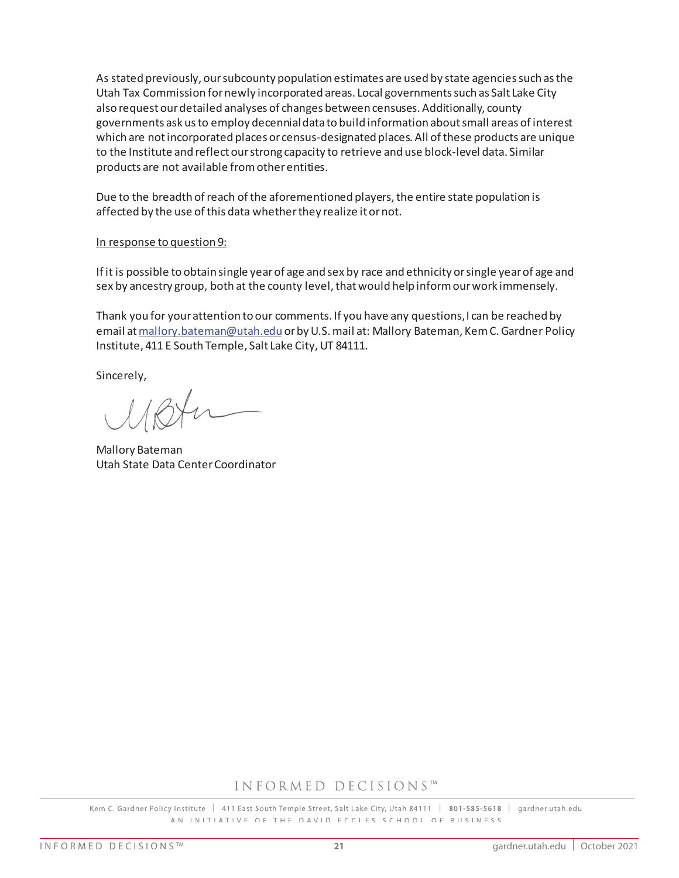As stated previously, our subcounty population estimates are used by state agencies such as the Utah Tax Commission for newly incorporated areas. Local governments such as Salt Lake City also request our detailed analyses of changes between censuses. Additionally, county governments ask us to employ decennial data to build information about small areas of interest which are not incorporated places or census-designated places. All of these products are unique to the Institute and reflect our strong capacity to retrieve and use block-level data. Similar products are not available from other entities.

Due to the breadth of reach of the aforementioned players, the entire state population is affected by the use of this data whether they realize it or not.

In response to question 9:

If it is possible to obtain single year of age and sex by race and ethnicity or single year of age and sex by ancestry group, both at the county level, that would help inform our work immensely.

Thank you for your attention to our comments. If you have any questions, I can be reached by email at mallory.bateman@utah.edu or by U.S. mail at: Mallory Bateman, Kem C. Gardner Policy Institute, 411 E South Temple, Salt Lake City, UT 84111.

Sincerely,

Mallory Bateman
Utah State Data Center Coordinator

INFORMED DECISIONS™

Kem C. Gardner Policy Institute | 411 East South Temple Street, Salt Lake City, Utah 84111 | 801-585-5618 | gardner.utah.edu
AN INITIATIVE OF THE DAVID ECCLES SCHOOL OF BUSINESS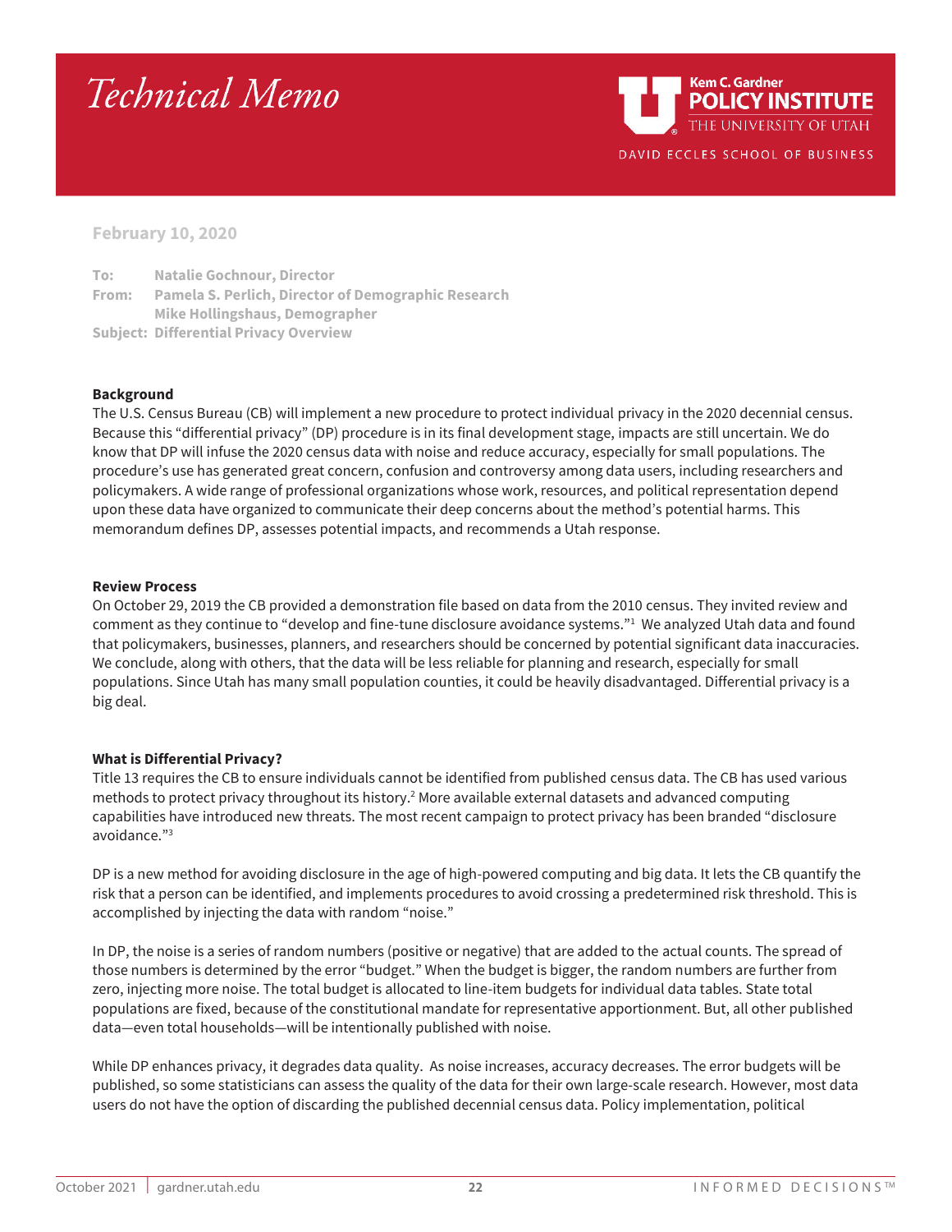# Technical Memo

Kem C. Gardner POLICY INSTITUTE
THE UNIVERSITY OF UTAH
DAVID ECCLES SCHOOL OF BUSINESS

**February 10, 2020**

**To:** Natalie Gochnour, Director
**From:** Pamela S. Perlich, Director of Demographic Research
Mike Hollingshaus, Demographer
**Subject:** Differential Privacy Overview

**Background**

The U.S. Census Bureau (CB) will implement a new procedure to protect individual privacy in the 2020 decennial census. Because this "differential privacy" (DP) procedure is in its final development stage, impacts are still uncertain. We do know that DP will infuse the 2020 census data with noise and reduce accuracy, especially for small populations. The procedure's use has generated great concern, confusion and controversy among data users, including researchers and policymakers. A wide range of professional organizations whose work, resources, and political representation depend upon these data have organized to communicate their deep concerns about the method's potential harms. This memorandum defines DP, assesses potential impacts, and recommends a Utah response.

**Review Process**

On October 29, 2019 the CB provided a demonstration file based on data from the 2010 census. They invited review and comment as they continue to "develop and fine-tune disclosure avoidance systems."[1] We analyzed Utah data and found that policymakers, businesses, planners, and researchers should be concerned by potential significant data inaccuracies. We conclude, along with others, that the data will be less reliable for planning and research, especially for small populations. Since Utah has many small population counties, it could be heavily disadvantaged. Differential privacy is a big deal.

**What is Differential Privacy?**

Title 13 requires the CB to ensure individuals cannot be identified from published census data. The CB has used various methods to protect privacy throughout its history.[2] More available external datasets and advanced computing capabilities have introduced new threats. The most recent campaign to protect privacy has been branded "disclosure avoidance."[3]

DP is a new method for avoiding disclosure in the age of high-powered computing and big data. It lets the CB quantify the risk that a person can be identified, and implements procedures to avoid crossing a predetermined risk threshold. This is accomplished by injecting the data with random "noise."

In DP, the noise is a series of random numbers (positive or negative) that are added to the actual counts. The spread of those numbers is determined by the error "budget." When the budget is bigger, the random numbers are further from zero, injecting more noise. The total budget is allocated to line-item budgets for individual data tables. State total populations are fixed, because of the constitutional mandate for representative apportionment. But, all other published data—even total households—will be intentionally published with noise.

While DP enhances privacy, it degrades data quality. As noise increases, accuracy decreases. The error budgets will be published, so some statisticians can assess the quality of the data for their own large-scale research. However, most data users do not have the option of discarding the published decennial census data. Policy implementation, political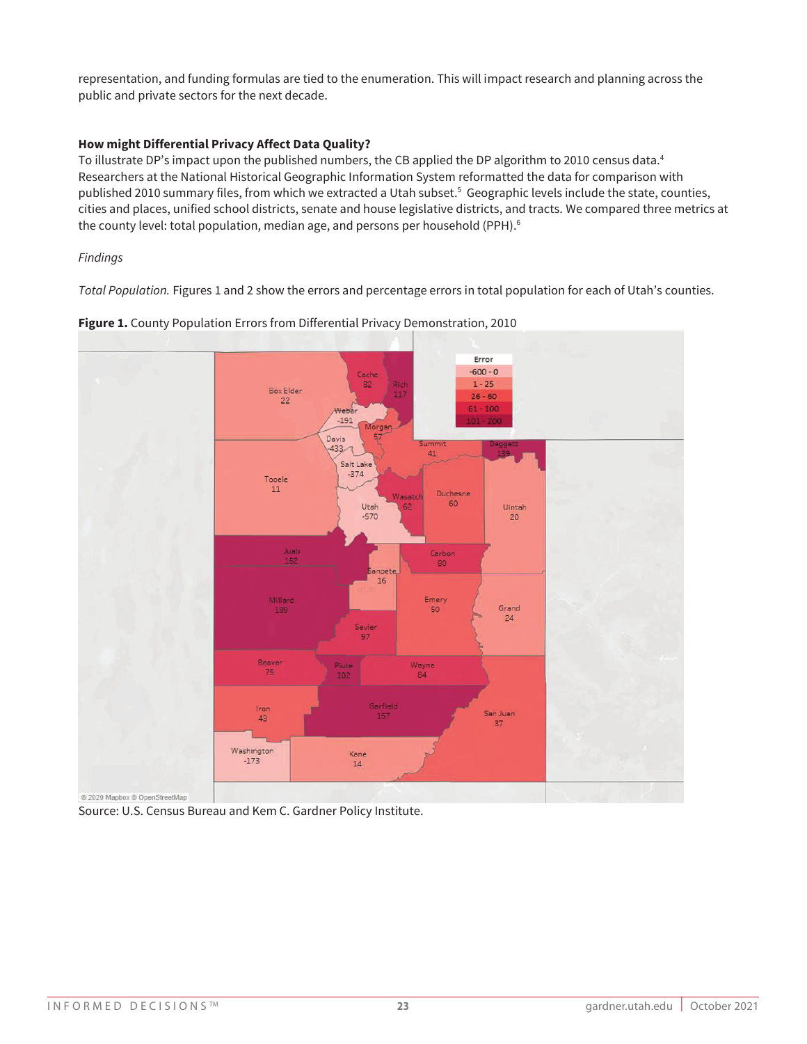representation, and funding formulas are tied to the enumeration. This will impact research and planning across the public and private sectors for the next decade.

**How might Differential Privacy Affect Data Quality?**

To illustrate DP's impact upon the published numbers, the CB applied the DP algorithm to 2010 census data.[4] Researchers at the National Historical Geographic Information System reformatted the data for comparison with published 2010 summary files, from which we extracted a Utah subset.[5] Geographic levels include the state, counties, cities and places, unified school districts, senate and house legislative districts, and tracts. We compared three metrics at the county level: total population, median age, and persons per household (PPH).[6]

*Findings*

*Total Population.* Figures 1 and 2 show the errors and percentage errors in total population for each of Utah's counties.

**Figure 1.** County Population Errors from Differential Privacy Demonstration, 2010

Source: U.S. Census Bureau and Kem C. Gardner Policy Institute.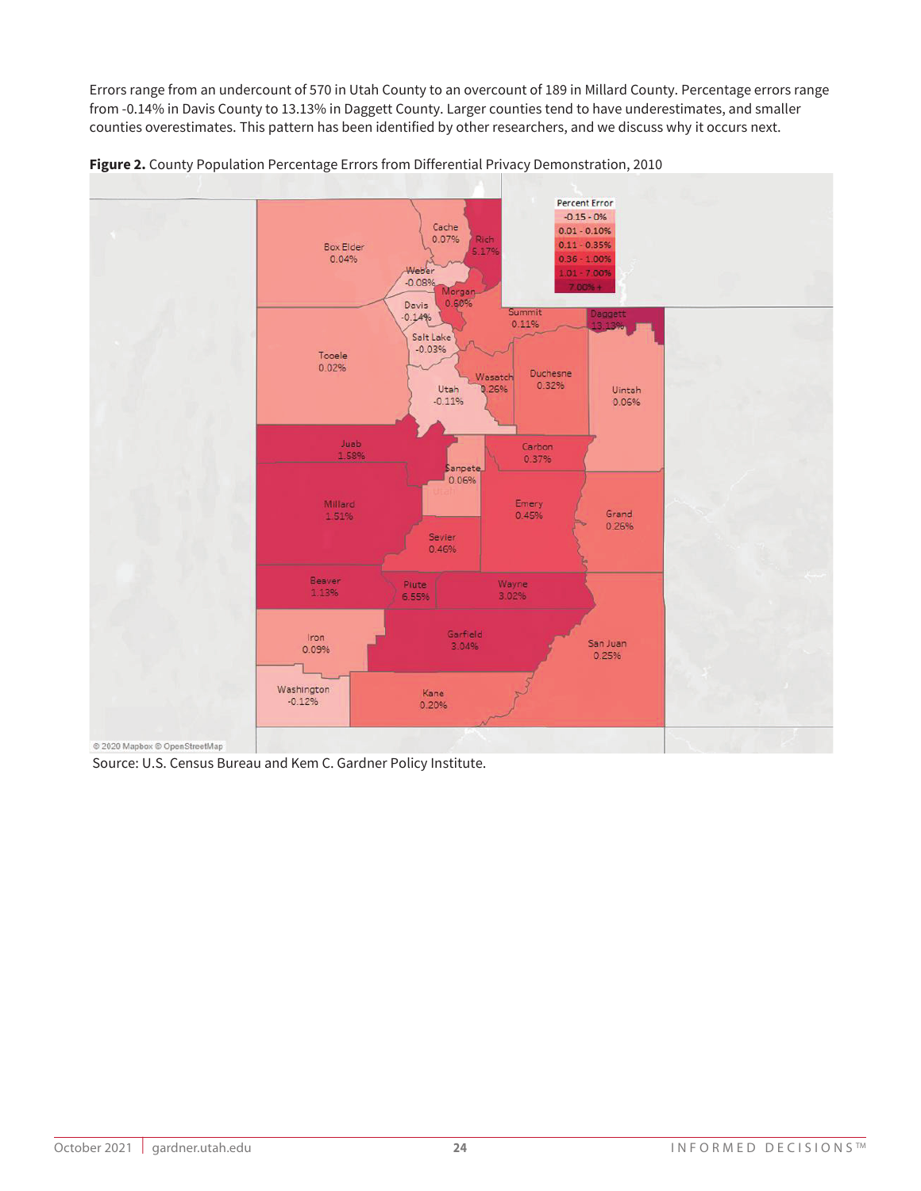Errors range from an undercount of 570 in Utah County to an overcount of 189 in Millard County. Percentage errors range from -0.14% in Davis County to 13.13% in Daggett County. Larger counties tend to have underestimates, and smaller counties overestimates. This pattern has been identified by other researchers, and we discuss why it occurs next.

**Figure 2.** County Population Percentage Errors from Differential Privacy Demonstration, 2010

Source: U.S. Census Bureau and Kem C. Gardner Policy Institute.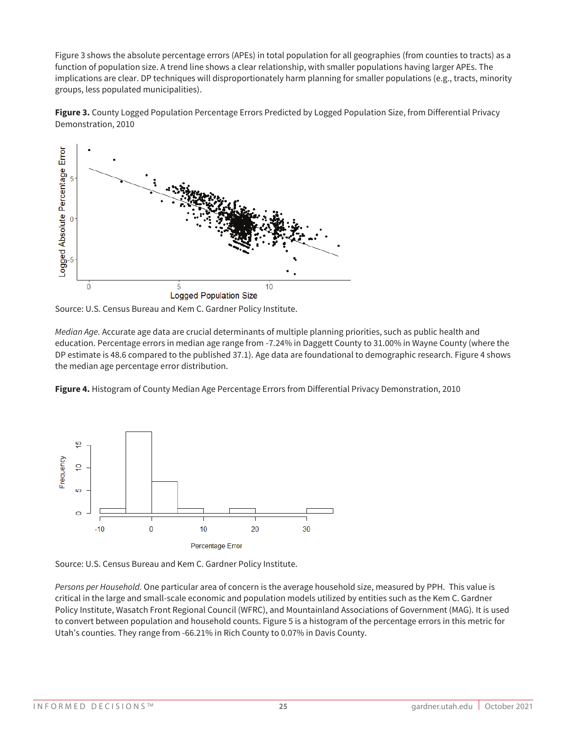Figure 3 shows the absolute percentage errors (APEs) in total population for all geographies (from counties to tracts) as a function of population size. A trend line shows a clear relationship, with smaller populations having larger APEs. The implications are clear. DP techniques will disproportionately harm planning for smaller populations (e.g., tracts, minority groups, less populated municipalities).

**Figure 3.** County Logged Population Percentage Errors Predicted by Logged Population Size, from Differential Privacy Demonstration, 2010

Source: U.S. Census Bureau and Kem C. Gardner Policy Institute.

*Median Age.* Accurate age data are crucial determinants of multiple planning priorities, such as public health and education. Percentage errors in median age range from -7.24% in Daggett County to 31.00% in Wayne County (where the DP estimate is 48.6 compared to the published 37.1). Age data are foundational to demographic research. Figure 4 shows the median age percentage error distribution.

**Figure 4.** Histogram of County Median Age Percentage Errors from Differential Privacy Demonstration, 2010

Source: U.S. Census Bureau and Kem C. Gardner Policy Institute.

*Persons per Household.* One particular area of concern is the average household size, measured by PPH. This value is critical in the large and small-scale economic and population models utilized by entities such as the Kem C. Gardner Policy Institute, Wasatch Front Regional Council (WFRC), and Mountainland Associations of Government (MAG). It is used to convert between population and household counts. Figure 5 is a histogram of the percentage errors in this metric for Utah's counties. They range from -66.21% in Rich County to 0.07% in Davis County.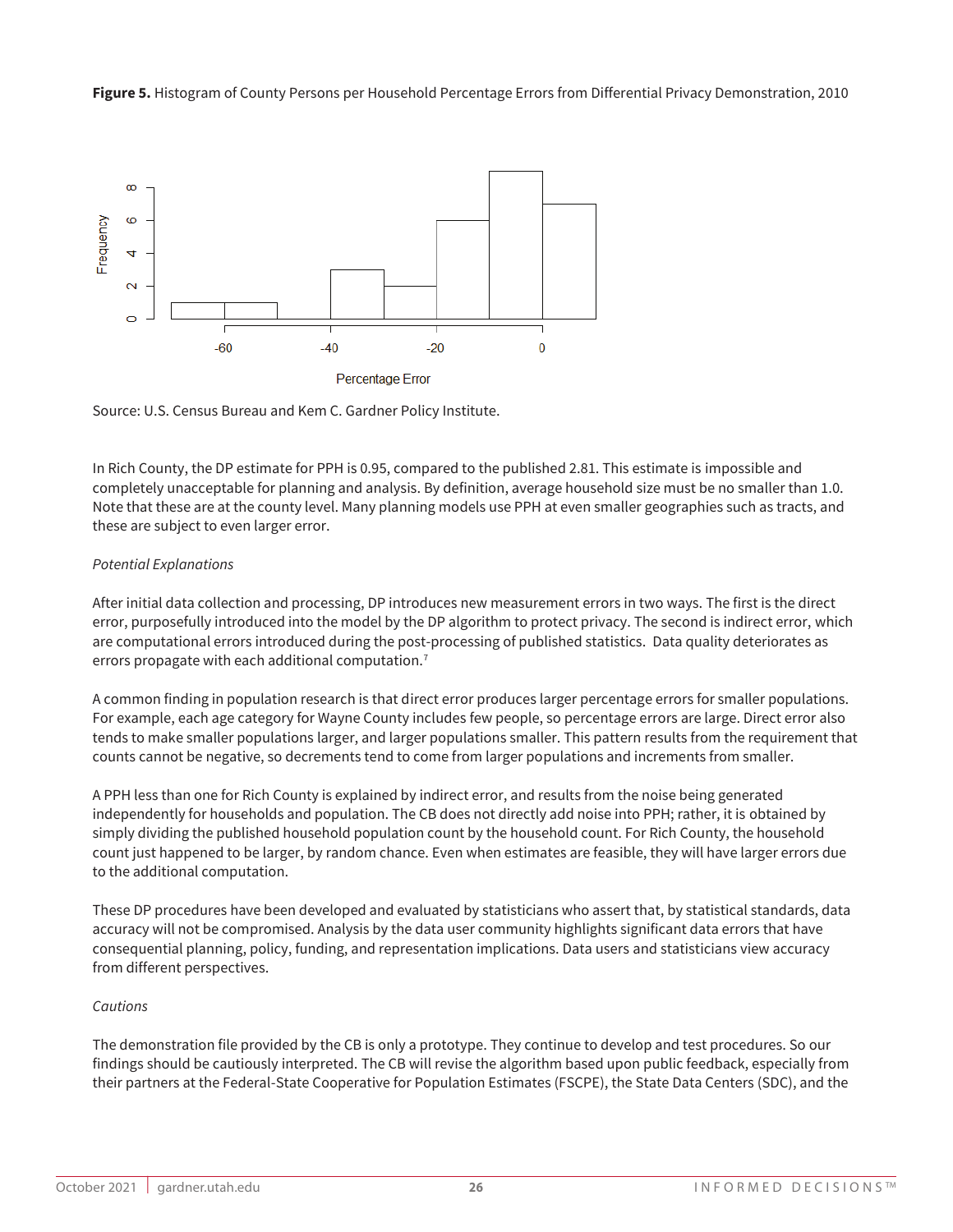**Figure 5.** Histogram of County Persons per Household Percentage Errors from Differential Privacy Demonstration, 2010

Source: U.S. Census Bureau and Kem C. Gardner Policy Institute.

In Rich County, the DP estimate for PPH is 0.95, compared to the published 2.81. This estimate is impossible and completely unacceptable for planning and analysis. By definition, average household size must be no smaller than 1.0. Note that these are at the county level. Many planning models use PPH at even smaller geographies such as tracts, and these are subject to even larger error.

*Potential Explanations*

After initial data collection and processing, DP introduces new measurement errors in two ways. The first is the direct error, purposefully introduced into the model by the DP algorithm to protect privacy. The second is indirect error, which are computational errors introduced during the post-processing of published statistics. Data quality deteriorates as errors propagate with each additional computation.[7]

A common finding in population research is that direct error produces larger percentage errors for smaller populations. For example, each age category for Wayne County includes few people, so percentage errors are large. Direct error also tends to make smaller populations larger, and larger populations smaller. This pattern results from the requirement that counts cannot be negative, so decrements tend to come from larger populations and increments from smaller.

A PPH less than one for Rich County is explained by indirect error, and results from the noise being generated independently for households and population. The CB does not directly add noise into PPH; rather, it is obtained by simply dividing the published household population count by the household count. For Rich County, the household count just happened to be larger, by random chance. Even when estimates are feasible, they will have larger errors due to the additional computation.

These DP procedures have been developed and evaluated by statisticians who assert that, by statistical standards, data accuracy will not be compromised. Analysis by the data user community highlights significant data errors that have consequential planning, policy, funding, and representation implications. Data users and statisticians view accuracy from different perspectives.

*Cautions*

The demonstration file provided by the CB is only a prototype. They continue to develop and test procedures. So our findings should be cautiously interpreted. The CB will revise the algorithm based upon public feedback, especially from their partners at the Federal-State Cooperative for Population Estimates (FSCPE), the State Data Centers (SDC), and the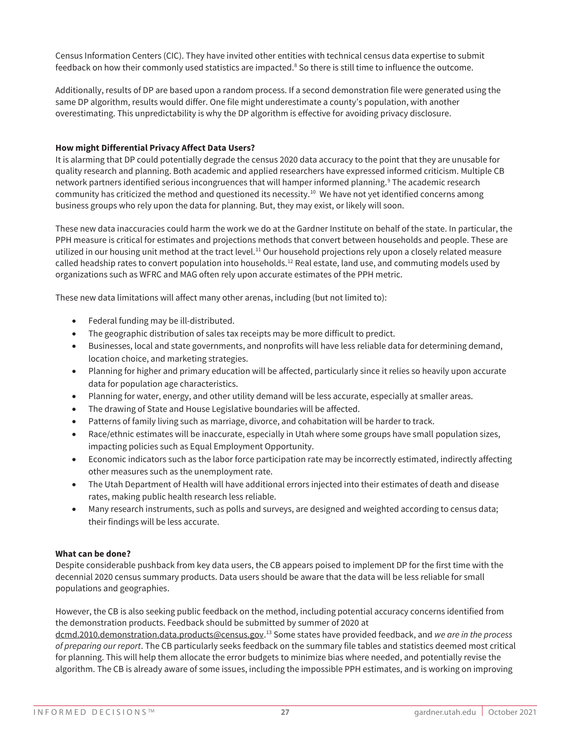Census Information Centers (CIC). They have invited other entities with technical census data expertise to submit feedback on how their commonly used statistics are impacted.[8] So there is still time to influence the outcome.

Additionally, results of DP are based upon a random process. If a second demonstration file were generated using the same DP algorithm, results would differ. One file might underestimate a county's population, with another overestimating. This unpredictability is why the DP algorithm is effective for avoiding privacy disclosure.

**How might Differential Privacy Affect Data Users?**

It is alarming that DP could potentially degrade the census 2020 data accuracy to the point that they are unusable for quality research and planning. Both academic and applied researchers have expressed informed criticism. Multiple CB network partners identified serious incongruences that will hamper informed planning.[9] The academic research community has criticized the method and questioned its necessity.[10] We have not yet identified concerns among business groups who rely upon the data for planning. But, they may exist, or likely will soon.

These new data inaccuracies could harm the work we do at the Gardner Institute on behalf of the state. In particular, the PPH measure is critical for estimates and projections methods that convert between households and people. These are utilized in our housing unit method at the tract level.[11] Our household projections rely upon a closely related measure called headship rates to convert population into households.[12] Real estate, land use, and commuting models used by organizations such as WFRC and MAG often rely upon accurate estimates of the PPH metric.

These new data limitations will affect many other arenas, including (but not limited to):

- Federal funding may be ill-distributed.
- The geographic distribution of sales tax receipts may be more difficult to predict.
- Businesses, local and state governments, and nonprofits will have less reliable data for determining demand, location choice, and marketing strategies.
- Planning for higher and primary education will be affected, particularly since it relies so heavily upon accurate data for population age characteristics.
- Planning for water, energy, and other utility demand will be less accurate, especially at smaller areas.
- The drawing of State and House Legislative boundaries will be affected.
- Patterns of family living such as marriage, divorce, and cohabitation will be harder to track.
- Race/ethnic estimates will be inaccurate, especially in Utah where some groups have small population sizes, impacting policies such as Equal Employment Opportunity.
- Economic indicators such as the labor force participation rate may be incorrectly estimated, indirectly affecting other measures such as the unemployment rate.
- The Utah Department of Health will have additional errors injected into their estimates of death and disease rates, making public health research less reliable.
- Many research instruments, such as polls and surveys, are designed and weighted according to census data; their findings will be less accurate.

**What can be done?**

Despite considerable pushback from key data users, the CB appears poised to implement DP for the first time with the decennial 2020 census summary products. Data users should be aware that the data will be less reliable for small populations and geographies.

However, the CB is also seeking public feedback on the method, including potential accuracy concerns identified from the demonstration products. Feedback should be submitted by summer of 2020 at dcmd.2010.demonstration.data.products@census.gov.[13] Some states have provided feedback, and *we are in the process of preparing our report*. The CB particularly seeks feedback on the summary file tables and statistics deemed most critical for planning. This will help them allocate the error budgets to minimize bias where needed, and potentially revise the algorithm. The CB is already aware of some issues, including the impossible PPH estimates, and is working on improving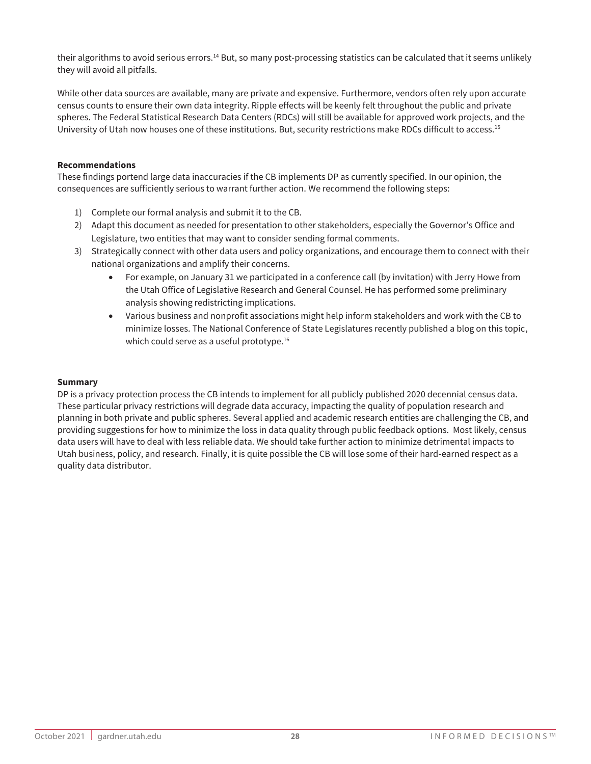their algorithms to avoid serious errors.[14] But, so many post-processing statistics can be calculated that it seems unlikely they will avoid all pitfalls.

While other data sources are available, many are private and expensive. Furthermore, vendors often rely upon accurate census counts to ensure their own data integrity. Ripple effects will be keenly felt throughout the public and private spheres. The Federal Statistical Research Data Centers (RDCs) will still be available for approved work projects, and the University of Utah now houses one of these institutions. But, security restrictions make RDCs difficult to access.[15]

**Recommendations**

These findings portend large data inaccuracies if the CB implements DP as currently specified. In our opinion, the consequences are sufficiently serious to warrant further action. We recommend the following steps:

1) Complete our formal analysis and submit it to the CB.
2) Adapt this document as needed for presentation to other stakeholders, especially the Governor's Office and Legislature, two entities that may want to consider sending formal comments.
3) Strategically connect with other data users and policy organizations, and encourage them to connect with their national organizations and amplify their concerns.
    - For example, on January 31 we participated in a conference call (by invitation) with Jerry Howe from the Utah Office of Legislative Research and General Counsel. He has performed some preliminary analysis showing redistricting implications.
    - Various business and nonprofit associations might help inform stakeholders and work with the CB to minimize losses. The National Conference of State Legislatures recently published a blog on this topic, which could serve as a useful prototype.[16]

**Summary**

DP is a privacy protection process the CB intends to implement for all publicly published 2020 decennial census data. These particular privacy restrictions will degrade data accuracy, impacting the quality of population research and planning in both private and public spheres. Several applied and academic research entities are challenging the CB, and providing suggestions for how to minimize the loss in data quality through public feedback options. Most likely, census data users will have to deal with less reliable data. We should take further action to minimize detrimental impacts to Utah business, policy, and research. Finally, it is quite possible the CB will lose some of their hard-earned respect as a quality data distributor.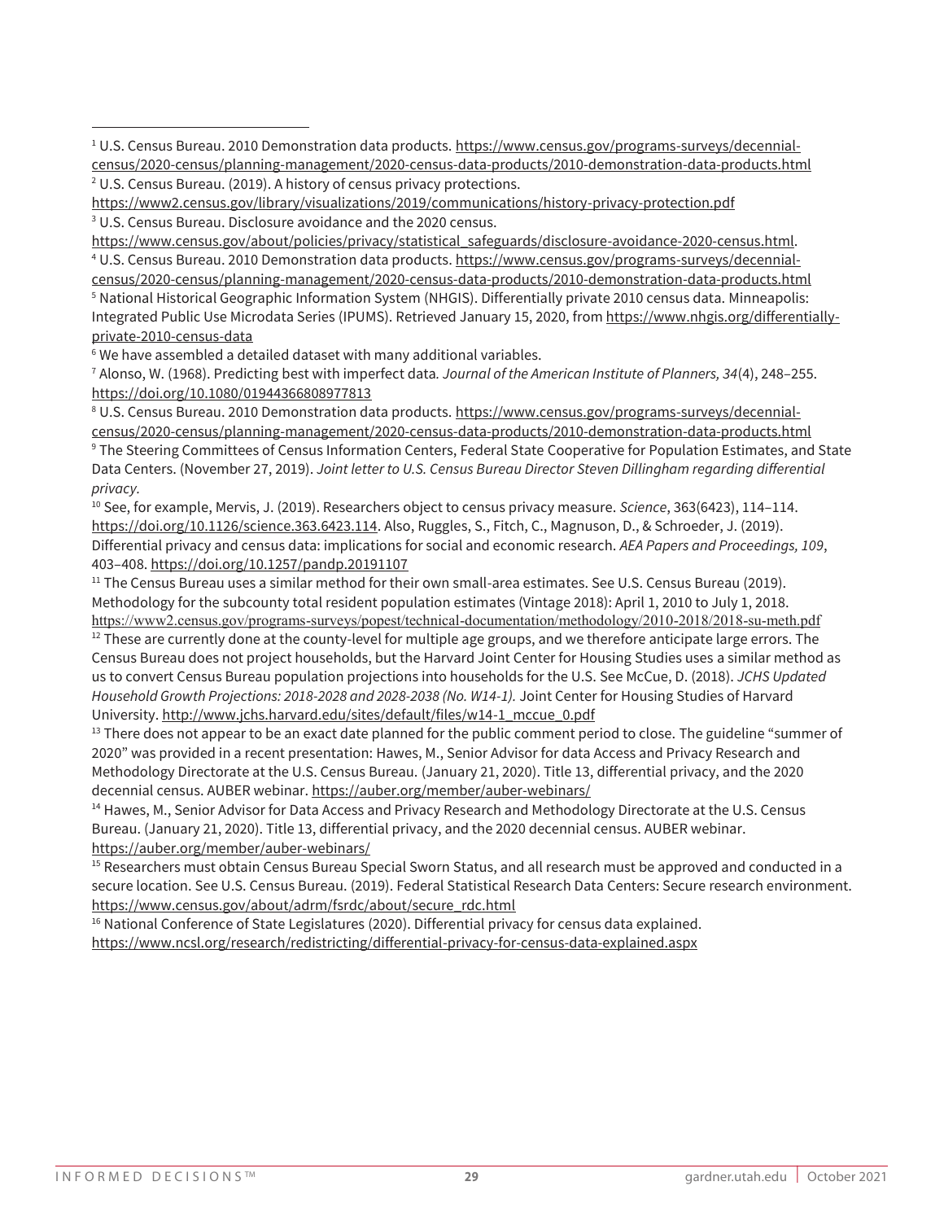[1] U.S. Census Bureau. 2010 Demonstration data products. https://www.census.gov/programs-surveys/decennial-census/2020-census/planning-management/2020-census-data-products/2010-demonstration-data-products.html

[2] U.S. Census Bureau. (2019). A history of census privacy protections. https://www2.census.gov/library/visualizations/2019/communications/history-privacy-protection.pdf

[3] U.S. Census Bureau. Disclosure avoidance and the 2020 census. https://www.census.gov/about/policies/privacy/statistical_safeguards/disclosure-avoidance-2020-census.html.

[4] U.S. Census Bureau. 2010 Demonstration data products. https://www.census.gov/programs-surveys/decennial-census/2020-census/planning-management/2020-census-data-products/2010-demonstration-data-products.html

[5] National Historical Geographic Information System (NHGIS). Differentially private 2010 census data. Minneapolis: Integrated Public Use Microdata Series (IPUMS). Retrieved January 15, 2020, from https://www.nhgis.org/differentially-private-2010-census-data

[6] We have assembled a detailed dataset with many additional variables.

[7] Alonso, W. (1968). Predicting best with imperfect data. *Journal of the American Institute of Planners, 34*(4), 248–255. https://doi.org/10.1080/01944366808977813

[8] U.S. Census Bureau. 2010 Demonstration data products. https://www.census.gov/programs-surveys/decennial-census/2020-census/planning-management/2020-census-data-products/2010-demonstration-data-products.html

[9] The Steering Committees of Census Information Centers, Federal State Cooperative for Population Estimates, and State Data Centers. (November 27, 2019). *Joint letter to U.S. Census Bureau Director Steven Dillingham regarding differential privacy.*

[10] See, for example, Mervis, J. (2019). Researchers object to census privacy measure. *Science*, 363(6423), 114–114. https://doi.org/10.1126/science.363.6423.114. Also, Ruggles, S., Fitch, C., Magnuson, D., & Schroeder, J. (2019). Differential privacy and census data: implications for social and economic research. *AEA Papers and Proceedings, 109*, 403–408. https://doi.org/10.1257/pandp.20191107

[11] The Census Bureau uses a similar method for their own small-area estimates. See U.S. Census Bureau (2019). Methodology for the subcounty total resident population estimates (Vintage 2018): April 1, 2010 to July 1, 2018. https://www2.census.gov/programs-surveys/popest/technical-documentation/methodology/2010-2018/2018-su-meth.pdf

[12] These are currently done at the county-level for multiple age groups, and we therefore anticipate large errors. The Census Bureau does not project households, but the Harvard Joint Center for Housing Studies uses a similar method as us to convert Census Bureau population projections into households for the U.S. See McCue, D. (2018). *JCHS Updated Household Growth Projections: 2018-2028 and 2028-2038 (No. W14-1).* Joint Center for Housing Studies of Harvard University. http://www.jchs.harvard.edu/sites/default/files/w14-1_mccue_0.pdf

[13] There does not appear to be an exact date planned for the public comment period to close. The guideline "summer of 2020" was provided in a recent presentation: Hawes, M., Senior Advisor for data Access and Privacy Research and Methodology Directorate at the U.S. Census Bureau. (January 21, 2020). Title 13, differential privacy, and the 2020 decennial census. AUBER webinar. https://auber.org/member/auber-webinars/

[14] Hawes, M., Senior Advisor for Data Access and Privacy Research and Methodology Directorate at the U.S. Census Bureau. (January 21, 2020). Title 13, differential privacy, and the 2020 decennial census. AUBER webinar. https://auber.org/member/auber-webinars/

[15] Researchers must obtain Census Bureau Special Sworn Status, and all research must be approved and conducted in a secure location. See U.S. Census Bureau. (2019). Federal Statistical Research Data Centers: Secure research environment. https://www.census.gov/about/adrm/fsrdc/about/secure_rdc.html

[16] National Conference of State Legislatures (2020). Differential privacy for census data explained. https://www.ncsl.org/research/redistricting/differential-privacy-for-census-data-explained.aspx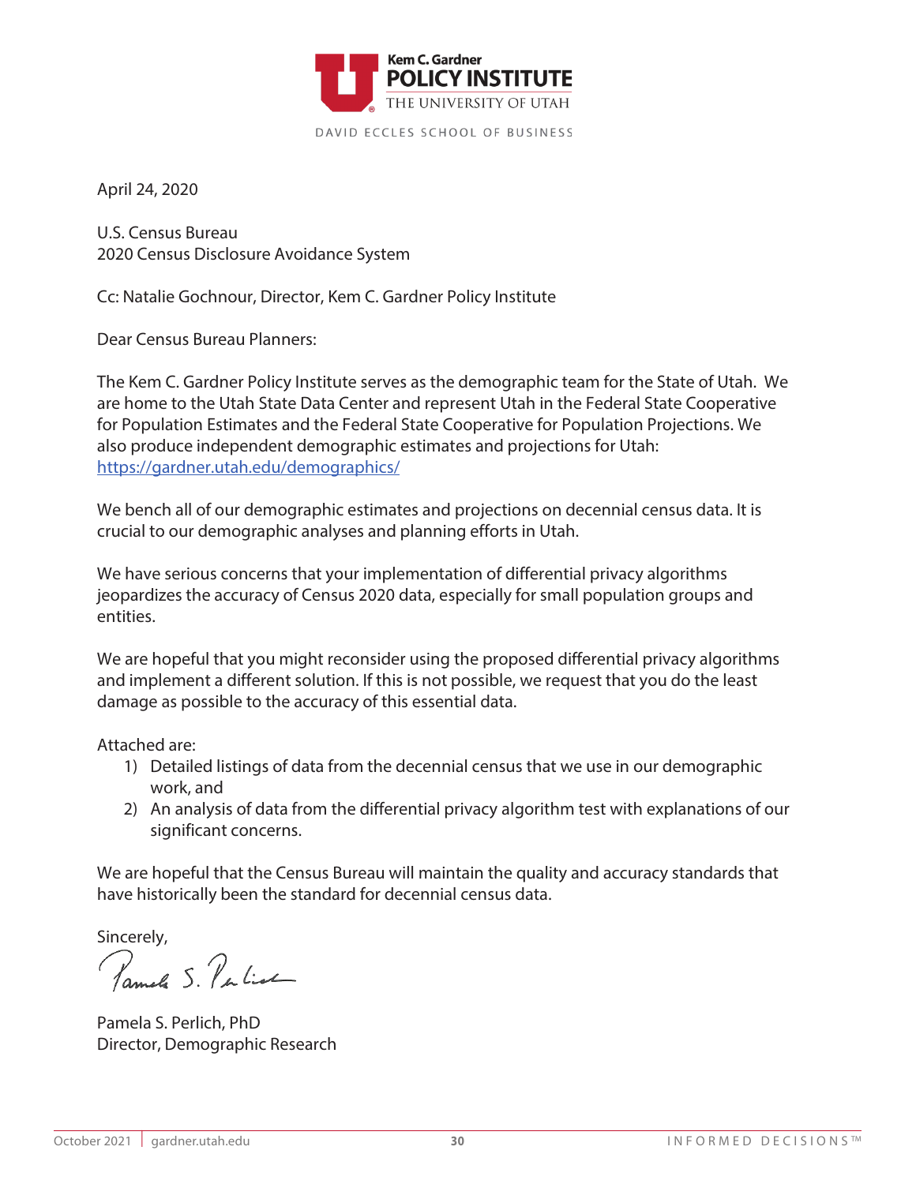Kem C. Gardner
POLICY INSTITUTE
THE UNIVERSITY OF UTAH
DAVID ECCLES SCHOOL OF BUSINESS

April 24, 2020

U.S. Census Bureau
2020 Census Disclosure Avoidance System

Cc: Natalie Gochnour, Director, Kem C. Gardner Policy Institute

Dear Census Bureau Planners:

The Kem C. Gardner Policy Institute serves as the demographic team for the State of Utah. We are home to the Utah State Data Center and represent Utah in the Federal State Cooperative for Population Estimates and the Federal State Cooperative for Population Projections. We also produce independent demographic estimates and projections for Utah: https://gardner.utah.edu/demographics/

We bench all of our demographic estimates and projections on decennial census data. It is crucial to our demographic analyses and planning efforts in Utah.

We have serious concerns that your implementation of differential privacy algorithms jeopardizes the accuracy of Census 2020 data, especially for small population groups and entities.

We are hopeful that you might reconsider using the proposed differential privacy algorithms and implement a different solution. If this is not possible, we request that you do the least damage as possible to the accuracy of this essential data.

Attached are:

1) Detailed listings of data from the decennial census that we use in our demographic work, and
2) An analysis of data from the differential privacy algorithm test with explanations of our significant concerns.

We are hopeful that the Census Bureau will maintain the quality and accuracy standards that have historically been the standard for decennial census data.

Sincerely,

Pamela S. Perlich, PhD
Director, Demographic Research